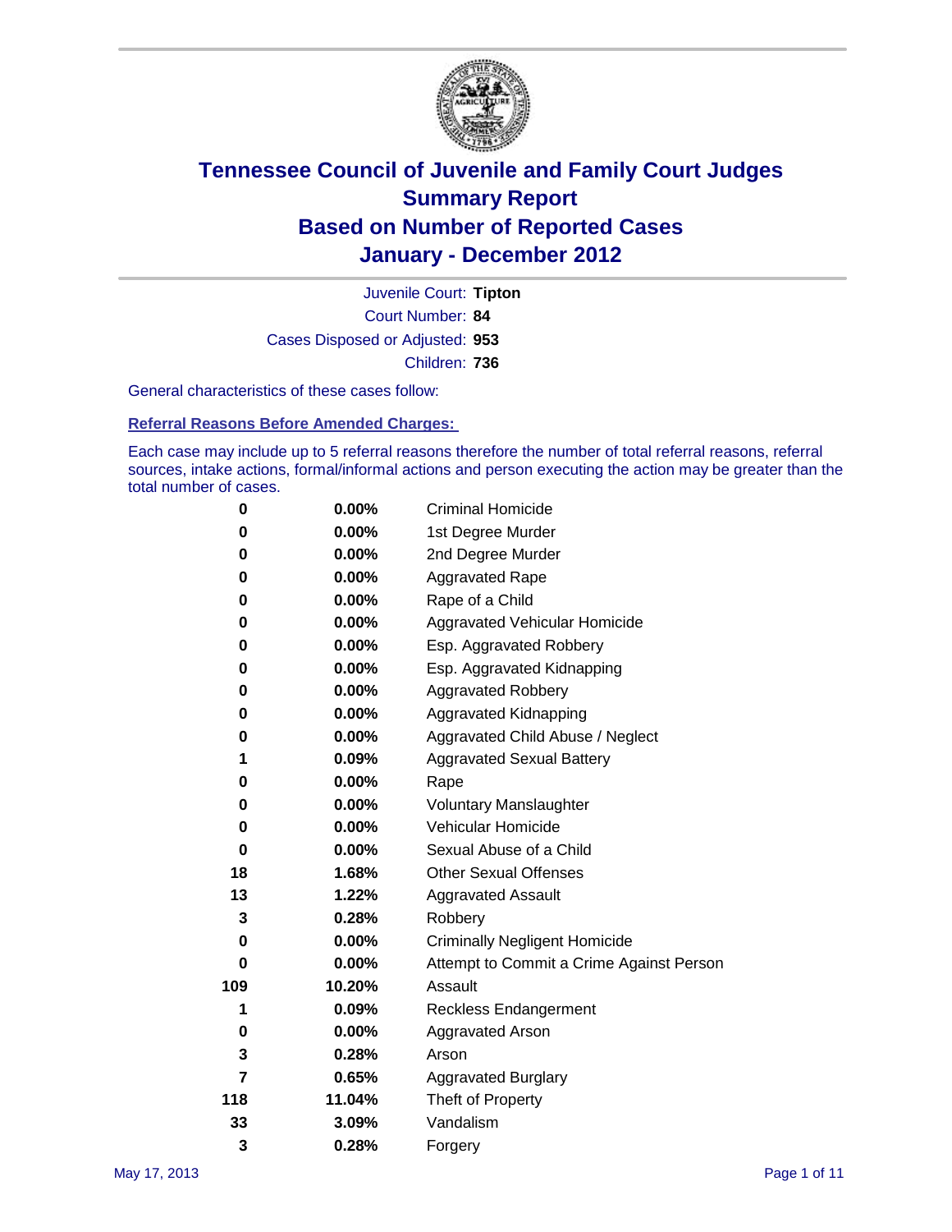# Tennessee Council of Juvenile and Family Court Judges
## Summary Report
## Based on Number of Reported Cases
## January - December 2012

Juvenile Court: **Tipton**

Court Number: **84**

Cases Disposed or Adjusted: **953**

Children: **736**

General characteristics of these cases follow:

### Referral Reasons Before Amended Charges:

Each case may include up to 5 referral reasons therefore the number of total referral reasons, referral sources, intake actions, formal/informal actions and person executing the action may be greater than the total number of cases.

| Count | Percent | Referral Reason |
|---|---|---|
| 0 | 0.00% | Criminal Homicide |
| 0 | 0.00% | 1st Degree Murder |
| 0 | 0.00% | 2nd Degree Murder |
| 0 | 0.00% | Aggravated Rape |
| 0 | 0.00% | Rape of a Child |
| 0 | 0.00% | Aggravated Vehicular Homicide |
| 0 | 0.00% | Esp. Aggravated Robbery |
| 0 | 0.00% | Esp. Aggravated Kidnapping |
| 0 | 0.00% | Aggravated Robbery |
| 0 | 0.00% | Aggravated Kidnapping |
| 0 | 0.00% | Aggravated Child Abuse / Neglect |
| 1 | 0.09% | Aggravated Sexual Battery |
| 0 | 0.00% | Rape |
| 0 | 0.00% | Voluntary Manslaughter |
| 0 | 0.00% | Vehicular Homicide |
| 0 | 0.00% | Sexual Abuse of a Child |
| 18 | 1.68% | Other Sexual Offenses |
| 13 | 1.22% | Aggravated Assault |
| 3 | 0.28% | Robbery |
| 0 | 0.00% | Criminally Negligent Homicide |
| 0 | 0.00% | Attempt to Commit a Crime Against Person |
| 109 | 10.20% | Assault |
| 1 | 0.09% | Reckless Endangerment |
| 0 | 0.00% | Aggravated Arson |
| 3 | 0.28% | Arson |
| 7 | 0.65% | Aggravated Burglary |
| 118 | 11.04% | Theft of Property |
| 33 | 3.09% | Vandalism |
| 3 | 0.28% | Forgery |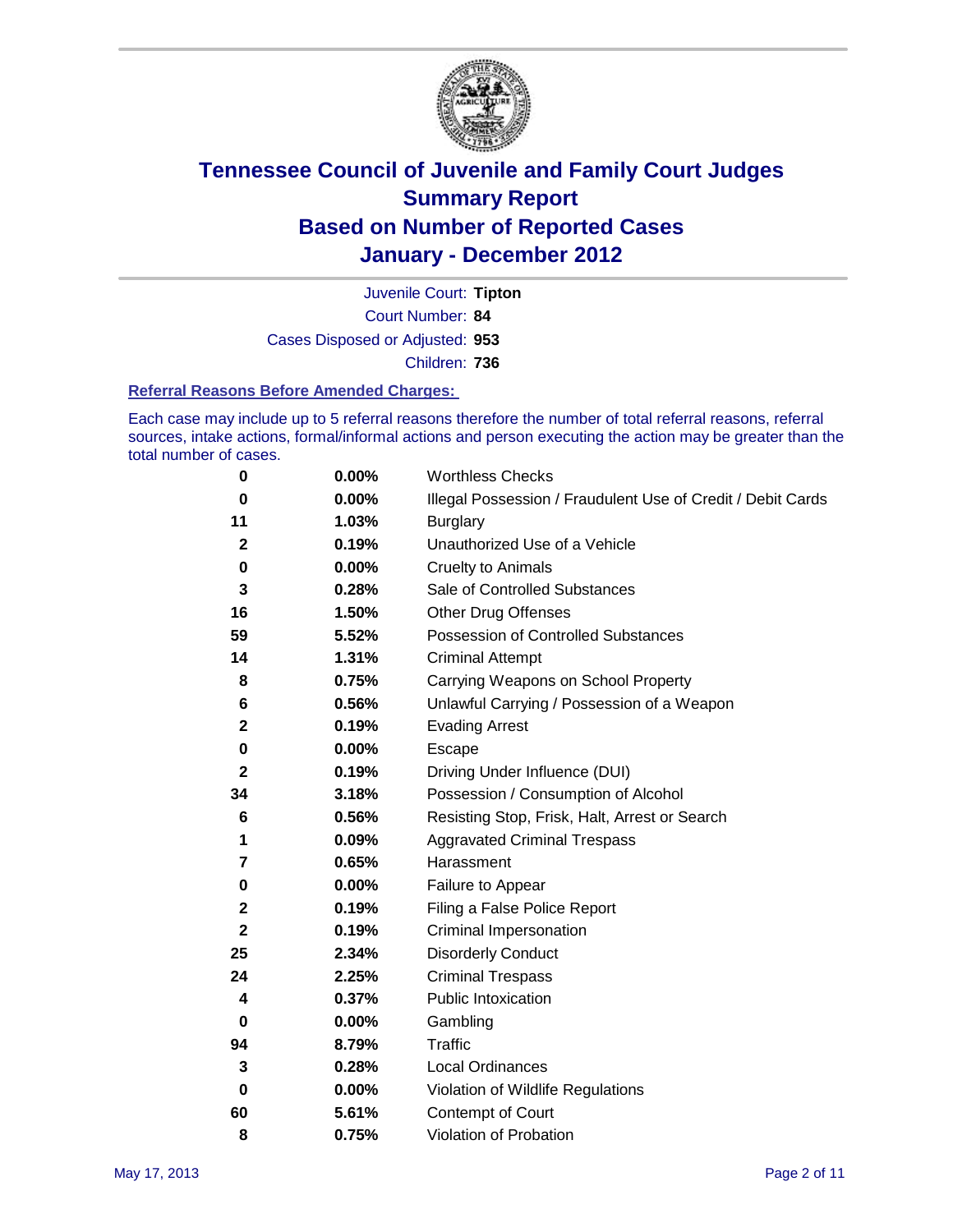# Tennessee Council of Juvenile and Family Court Judges
# Summary Report
# Based on Number of Reported Cases
# January - December 2012

Juvenile Court: **Tipton**
Court Number: **84**
Cases Disposed or Adjusted: **953**
Children: **736**

### Referral Reasons Before Amended Charges:

Each case may include up to 5 referral reasons therefore the number of total referral reasons, referral sources, intake actions, formal/informal actions and person executing the action may be greater than the total number of cases.

| Count | Percent | Referral Reason |
|---|---|---|
| 0 | 0.00% | Worthless Checks |
| 0 | 0.00% | Illegal Possession / Fraudulent Use of Credit / Debit Cards |
| 11 | 1.03% | Burglary |
| 2 | 0.19% | Unauthorized Use of a Vehicle |
| 0 | 0.00% | Cruelty to Animals |
| 3 | 0.28% | Sale of Controlled Substances |
| 16 | 1.50% | Other Drug Offenses |
| 59 | 5.52% | Possession of Controlled Substances |
| 14 | 1.31% | Criminal Attempt |
| 8 | 0.75% | Carrying Weapons on School Property |
| 6 | 0.56% | Unlawful Carrying / Possession of a Weapon |
| 2 | 0.19% | Evading Arrest |
| 0 | 0.00% | Escape |
| 2 | 0.19% | Driving Under Influence (DUI) |
| 34 | 3.18% | Possession / Consumption of Alcohol |
| 6 | 0.56% | Resisting Stop, Frisk, Halt, Arrest or Search |
| 1 | 0.09% | Aggravated Criminal Trespass |
| 7 | 0.65% | Harassment |
| 0 | 0.00% | Failure to Appear |
| 2 | 0.19% | Filing a False Police Report |
| 2 | 0.19% | Criminal Impersonation |
| 25 | 2.34% | Disorderly Conduct |
| 24 | 2.25% | Criminal Trespass |
| 4 | 0.37% | Public Intoxication |
| 0 | 0.00% | Gambling |
| 94 | 8.79% | Traffic |
| 3 | 0.28% | Local Ordinances |
| 0 | 0.00% | Violation of Wildlife Regulations |
| 60 | 5.61% | Contempt of Court |
| 8 | 0.75% | Violation of Probation |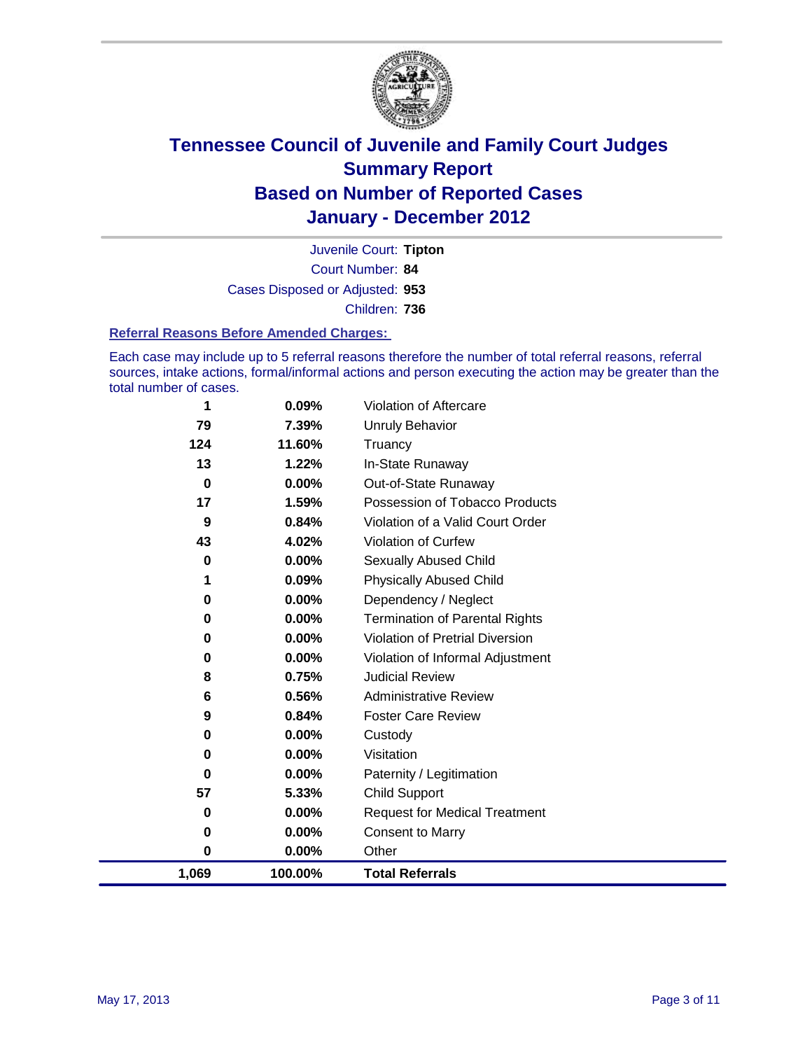# Tennessee Council of Juvenile and Family Court Judges
## Summary Report
## Based on Number of Reported Cases
## January - December 2012

Juvenile Court: **Tipton**
Court Number: **84**
Cases Disposed or Adjusted: **953**
Children: **736**

### Referral Reasons Before Amended Charges:

Each case may include up to 5 referral reasons therefore the number of total referral reasons, referral sources, intake actions, formal/informal actions and person executing the action may be greater than the total number of cases.

| Count | Percent | Referral Reason |
|---|---|---|
| 1 | 0.09% | Violation of Aftercare |
| 79 | 7.39% | Unruly Behavior |
| 124 | 11.60% | Truancy |
| 13 | 1.22% | In-State Runaway |
| 0 | 0.00% | Out-of-State Runaway |
| 17 | 1.59% | Possession of Tobacco Products |
| 9 | 0.84% | Violation of a Valid Court Order |
| 43 | 4.02% | Violation of Curfew |
| 0 | 0.00% | Sexually Abused Child |
| 1 | 0.09% | Physically Abused Child |
| 0 | 0.00% | Dependency / Neglect |
| 0 | 0.00% | Termination of Parental Rights |
| 0 | 0.00% | Violation of Pretrial Diversion |
| 0 | 0.00% | Violation of Informal Adjustment |
| 8 | 0.75% | Judicial Review |
| 6 | 0.56% | Administrative Review |
| 9 | 0.84% | Foster Care Review |
| 0 | 0.00% | Custody |
| 0 | 0.00% | Visitation |
| 0 | 0.00% | Paternity / Legitimation |
| 57 | 5.33% | Child Support |
| 0 | 0.00% | Request for Medical Treatment |
| 0 | 0.00% | Consent to Marry |
| 0 | 0.00% | Other |
| **1,069** | **100.00%** | **Total Referrals** |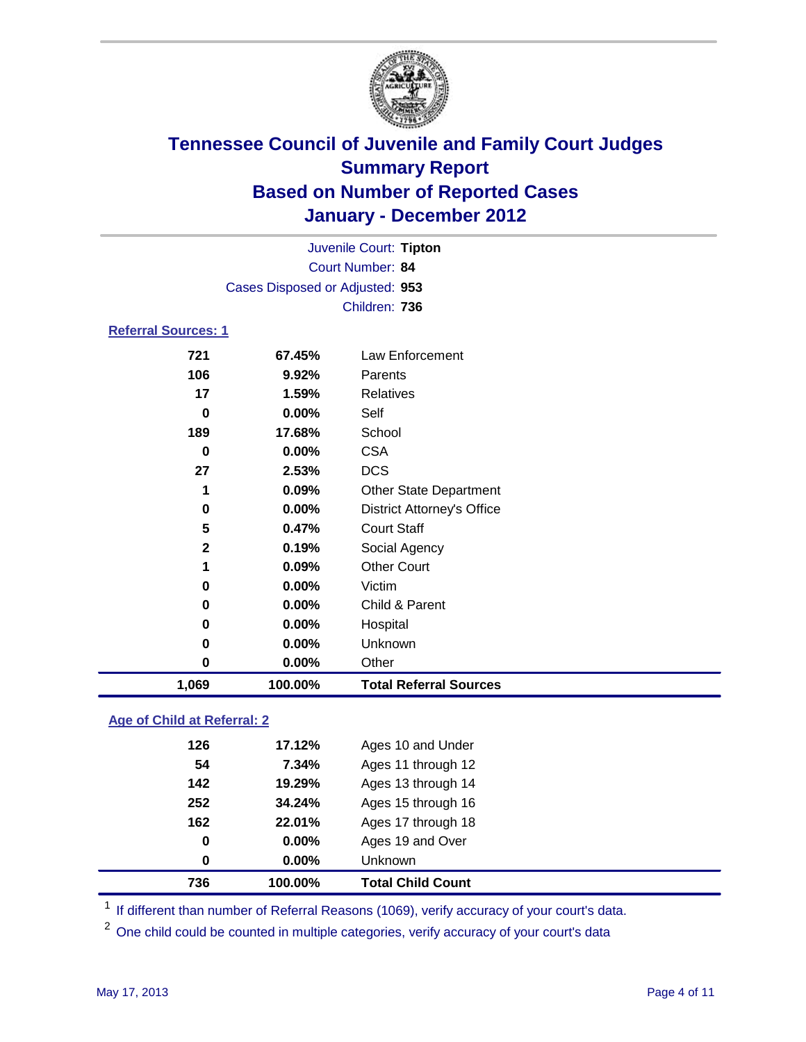# Tennessee Council of Juvenile and Family Court Judges
## Summary Report
## Based on Number of Reported Cases
## January - December 2012

Juvenile Court: **Tipton**
Court Number: **84**
Cases Disposed or Adjusted: **953**
Children: **736**

### Referral Sources: 1

| Count | Percent | Source |
|---|---|---|
| 721 | 67.45% | Law Enforcement |
| 106 | 9.92% | Parents |
| 17 | 1.59% | Relatives |
| 0 | 0.00% | Self |
| 189 | 17.68% | School |
| 0 | 0.00% | CSA |
| 27 | 2.53% | DCS |
| 1 | 0.09% | Other State Department |
| 0 | 0.00% | District Attorney's Office |
| 5 | 0.47% | Court Staff |
| 2 | 0.19% | Social Agency |
| 1 | 0.09% | Other Court |
| 0 | 0.00% | Victim |
| 0 | 0.00% | Child & Parent |
| 0 | 0.00% | Hospital |
| 0 | 0.00% | Unknown |
| 0 | 0.00% | Other |
| **1,069** | **100.00%** | **Total Referral Sources** |

### Age of Child at Referral: 2

| Count | Percent | Age |
|---|---|---|
| 126 | 17.12% | Ages 10 and Under |
| 54 | 7.34% | Ages 11 through 12 |
| 142 | 19.29% | Ages 13 through 14 |
| 252 | 34.24% | Ages 15 through 16 |
| 162 | 22.01% | Ages 17 through 18 |
| 0 | 0.00% | Ages 19 and Over |
| 0 | 0.00% | Unknown |
| **736** | **100.00%** | **Total Child Count** |

[1] If different than number of Referral Reasons (1069), verify accuracy of your court's data.

[2] One child could be counted in multiple categories, verify accuracy of your court's data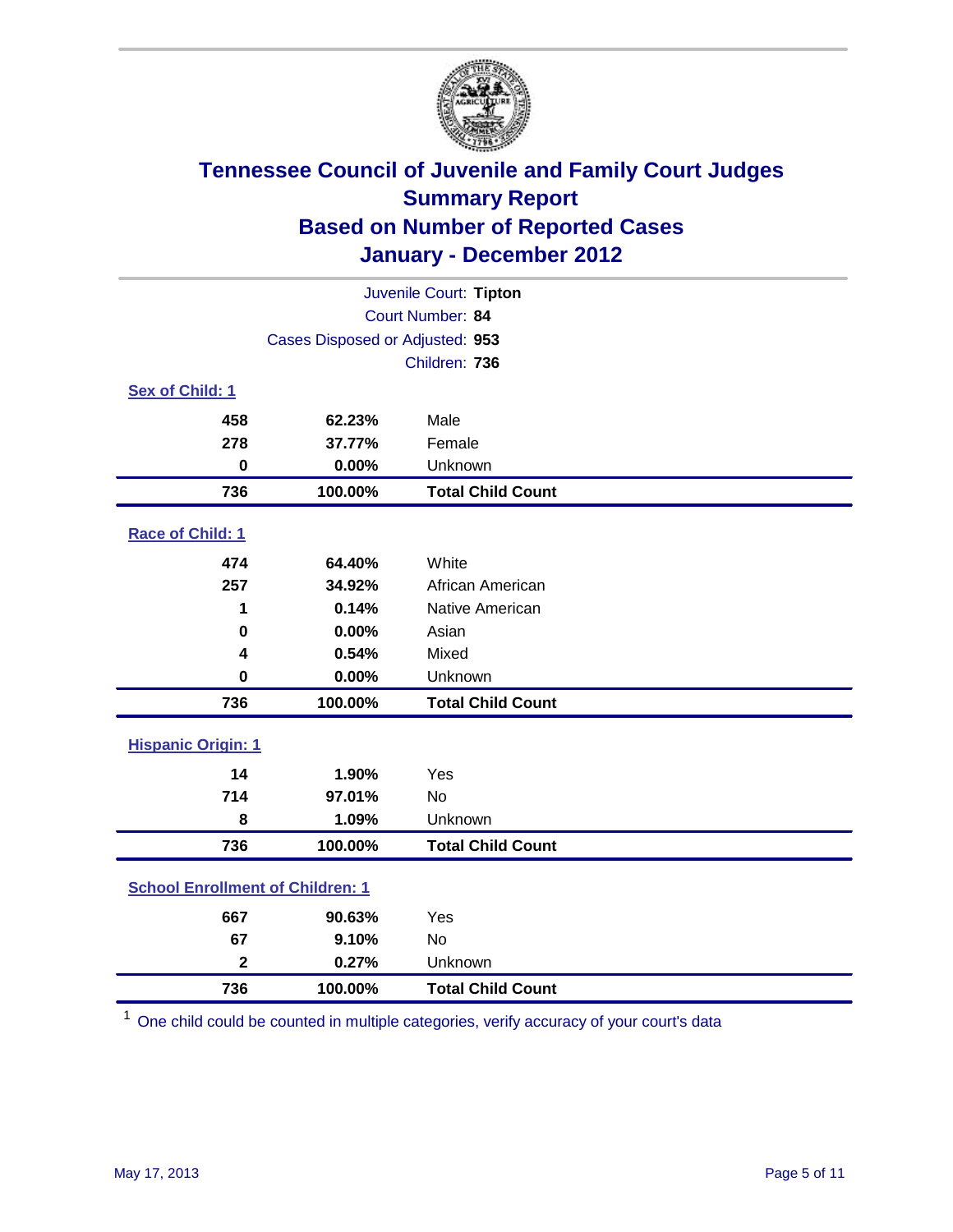# Tennessee Council of Juvenile and Family Court Judges
## Summary Report
## Based on Number of Reported Cases
## January - December 2012

Juvenile Court: **Tipton**
Court Number: **84**
Cases Disposed or Adjusted: **953**
Children: **736**

### Sex of Child: [1]

| Count | Percent | Category |
|---|---|---|
| 458 | 62.23% | Male |
| 278 | 37.77% | Female |
| 0 | 0.00% | Unknown |
| **736** | **100.00%** | **Total Child Count** |

### Race of Child: [1]

| Count | Percent | Category |
|---|---|---|
| 474 | 64.40% | White |
| 257 | 34.92% | African American |
| 1 | 0.14% | Native American |
| 0 | 0.00% | Asian |
| 4 | 0.54% | Mixed |
| 0 | 0.00% | Unknown |
| **736** | **100.00%** | **Total Child Count** |

### Hispanic Origin: [1]

| Count | Percent | Category |
|---|---|---|
| 14 | 1.90% | Yes |
| 714 | 97.01% | No |
| 8 | 1.09% | Unknown |
| **736** | **100.00%** | **Total Child Count** |

### School Enrollment of Children: [1]

| Count | Percent | Category |
|---|---|---|
| 667 | 90.63% | Yes |
| 67 | 9.10% | No |
| 2 | 0.27% | Unknown |
| **736** | **100.00%** | **Total Child Count** |

[1] One child could be counted in multiple categories, verify accuracy of your court's data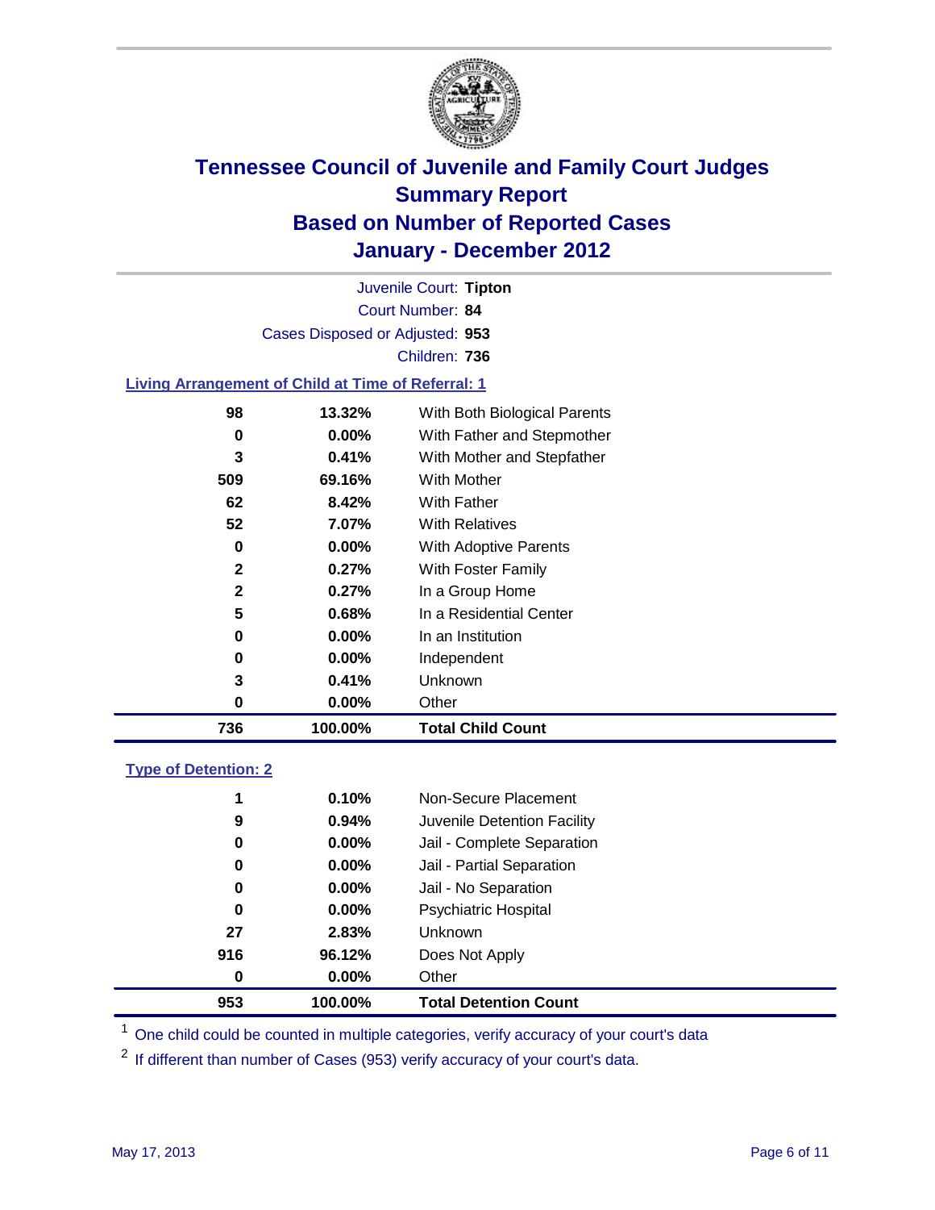# Tennessee Council of Juvenile and Family Court Judges
## Summary Report
## Based on Number of Reported Cases
## January - December 2012

Juvenile Court: **Tipton**
Court Number: **84**
Cases Disposed or Adjusted: **953**
Children: **736**

### Living Arrangement of Child at Time of Referral: 1

| Count | Percent | Living Arrangement |
|---|---|---|
| 98 | 13.32% | With Both Biological Parents |
| 0 | 0.00% | With Father and Stepmother |
| 3 | 0.41% | With Mother and Stepfather |
| 509 | 69.16% | With Mother |
| 62 | 8.42% | With Father |
| 52 | 7.07% | With Relatives |
| 0 | 0.00% | With Adoptive Parents |
| 2 | 0.27% | With Foster Family |
| 2 | 0.27% | In a Group Home |
| 5 | 0.68% | In a Residential Center |
| 0 | 0.00% | In an Institution |
| 0 | 0.00% | Independent |
| 3 | 0.41% | Unknown |
| 0 | 0.00% | Other |
| **736** | **100.00%** | **Total Child Count** |

### Type of Detention: 2

| Count | Percent | Type of Detention |
|---|---|---|
| 1 | 0.10% | Non-Secure Placement |
| 9 | 0.94% | Juvenile Detention Facility |
| 0 | 0.00% | Jail - Complete Separation |
| 0 | 0.00% | Jail - Partial Separation |
| 0 | 0.00% | Jail - No Separation |
| 0 | 0.00% | Psychiatric Hospital |
| 27 | 2.83% | Unknown |
| 916 | 96.12% | Does Not Apply |
| 0 | 0.00% | Other |
| **953** | **100.00%** | **Total Detention Count** |

[1] One child could be counted in multiple categories, verify accuracy of your court's data

[2] If different than number of Cases (953) verify accuracy of your court's data.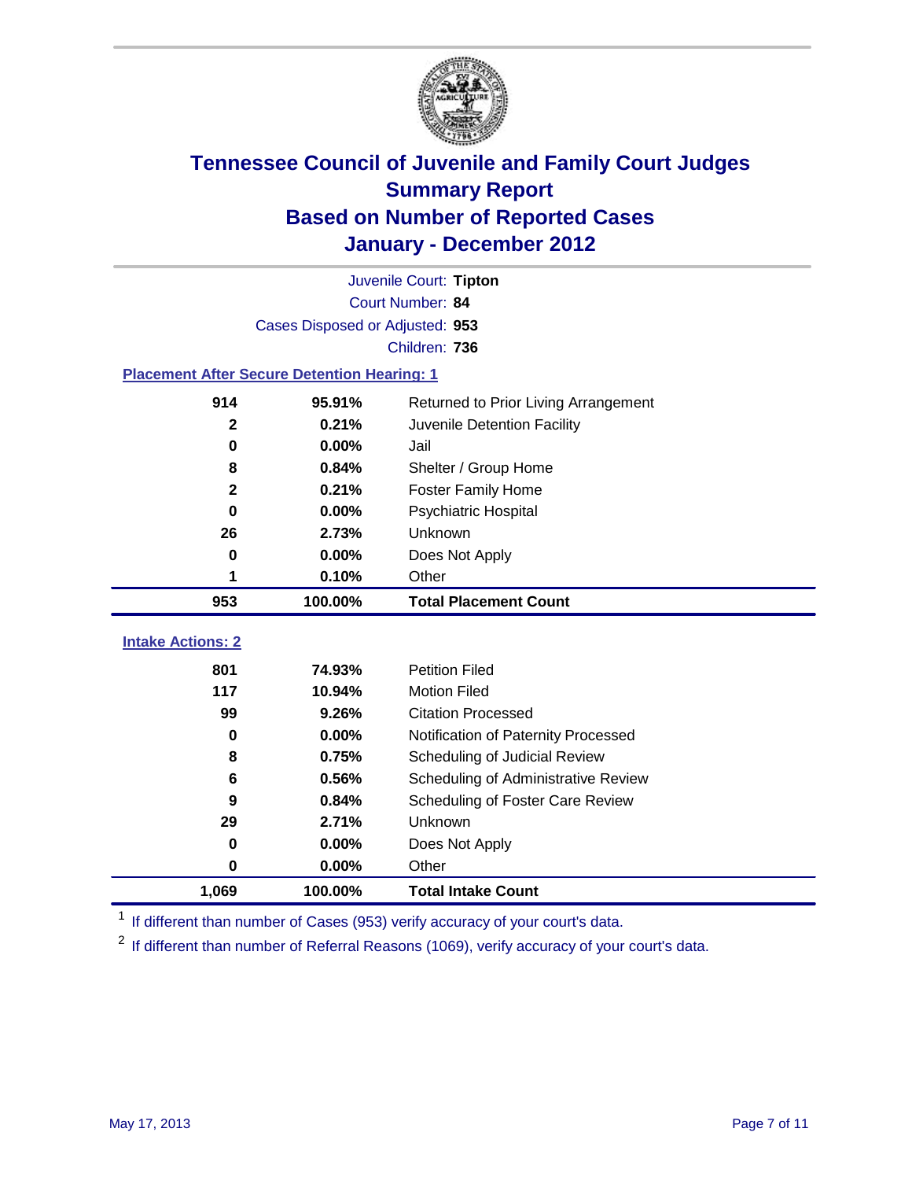# Tennessee Council of Juvenile and Family Court Judges
## Summary Report
## Based on Number of Reported Cases
## January - December 2012

Juvenile Court: **Tipton**

Court Number: **84**

Cases Disposed or Adjusted: **953**

Children: **736**

### Placement After Secure Detention Hearing: 1

| | | |
|---|---|---|
| 914 | 95.91% | Returned to Prior Living Arrangement |
| 2 | 0.21% | Juvenile Detention Facility |
| 0 | 0.00% | Jail |
| 8 | 0.84% | Shelter / Group Home |
| 2 | 0.21% | Foster Family Home |
| 0 | 0.00% | Psychiatric Hospital |
| 26 | 2.73% | Unknown |
| 0 | 0.00% | Does Not Apply |
| 1 | 0.10% | Other |
| **953** | **100.00%** | **Total Placement Count** |

### Intake Actions: 2

| | | |
|---|---|---|
| 801 | 74.93% | Petition Filed |
| 117 | 10.94% | Motion Filed |
| 99 | 9.26% | Citation Processed |
| 0 | 0.00% | Notification of Paternity Processed |
| 8 | 0.75% | Scheduling of Judicial Review |
| 6 | 0.56% | Scheduling of Administrative Review |
| 9 | 0.84% | Scheduling of Foster Care Review |
| 29 | 2.71% | Unknown |
| 0 | 0.00% | Does Not Apply |
| 0 | 0.00% | Other |
| **1,069** | **100.00%** | **Total Intake Count** |

[1] If different than number of Cases (953) verify accuracy of your court's data.

[2] If different than number of Referral Reasons (1069), verify accuracy of your court's data.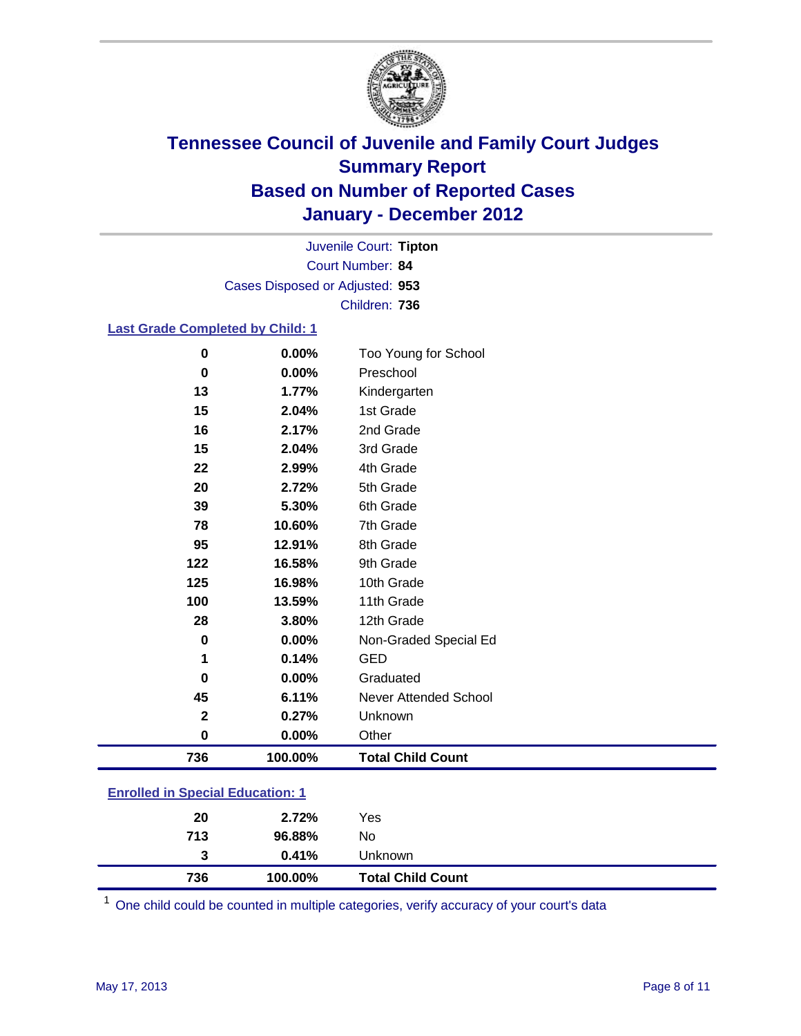# Tennessee Council of Juvenile and Family Court Judges
## Summary Report
## Based on Number of Reported Cases
## January - December 2012

Juvenile Court: **Tipton**
Court Number: **84**
Cases Disposed or Adjusted: **953**
Children: **736**

### Last Grade Completed by Child: 1

| Count | Percent | Category |
|---|---|---|
| 0 | 0.00% | Too Young for School |
| 0 | 0.00% | Preschool |
| 13 | 1.77% | Kindergarten |
| 15 | 2.04% | 1st Grade |
| 16 | 2.17% | 2nd Grade |
| 15 | 2.04% | 3rd Grade |
| 22 | 2.99% | 4th Grade |
| 20 | 2.72% | 5th Grade |
| 39 | 5.30% | 6th Grade |
| 78 | 10.60% | 7th Grade |
| 95 | 12.91% | 8th Grade |
| 122 | 16.58% | 9th Grade |
| 125 | 16.98% | 10th Grade |
| 100 | 13.59% | 11th Grade |
| 28 | 3.80% | 12th Grade |
| 0 | 0.00% | Non-Graded Special Ed |
| 1 | 0.14% | GED |
| 0 | 0.00% | Graduated |
| 45 | 6.11% | Never Attended School |
| 2 | 0.27% | Unknown |
| 0 | 0.00% | Other |
| **736** | **100.00%** | **Total Child Count** |

### Enrolled in Special Education: 1

| Count | Percent | Category |
|---|---|---|
| 20 | 2.72% | Yes |
| 713 | 96.88% | No |
| 3 | 0.41% | Unknown |
| **736** | **100.00%** | **Total Child Count** |

[1] One child could be counted in multiple categories, verify accuracy of your court's data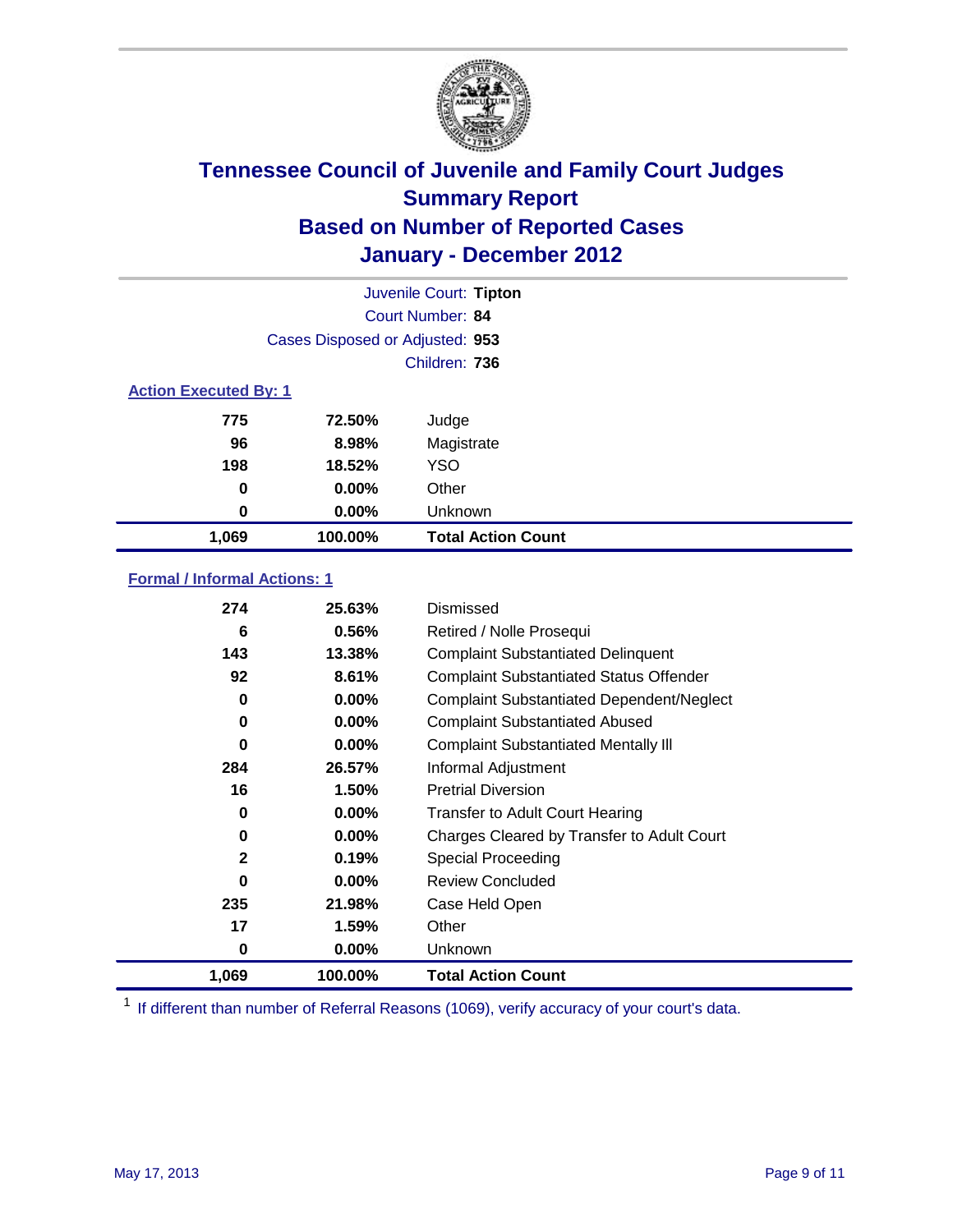# Tennessee Council of Juvenile and Family Court Judges
## Summary Report
## Based on Number of Reported Cases
## January - December 2012

Juvenile Court: **Tipton**

Court Number: **84**

Cases Disposed or Adjusted: **953**

Children: **736**

### Action Executed By: 1

| | | |
|---|---|---|
| 775 | 72.50% | Judge |
| 96 | 8.98% | Magistrate |
| 198 | 18.52% | YSO |
| 0 | 0.00% | Other |
| 0 | 0.00% | Unknown |
| **1,069** | **100.00%** | **Total Action Count** |

### Formal / Informal Actions: 1

| | | |
|---|---|---|
| 274 | 25.63% | Dismissed |
| 6 | 0.56% | Retired / Nolle Prosequi |
| 143 | 13.38% | Complaint Substantiated Delinquent |
| 92 | 8.61% | Complaint Substantiated Status Offender |
| 0 | 0.00% | Complaint Substantiated Dependent/Neglect |
| 0 | 0.00% | Complaint Substantiated Abused |
| 0 | 0.00% | Complaint Substantiated Mentally Ill |
| 284 | 26.57% | Informal Adjustment |
| 16 | 1.50% | Pretrial Diversion |
| 0 | 0.00% | Transfer to Adult Court Hearing |
| 0 | 0.00% | Charges Cleared by Transfer to Adult Court |
| 2 | 0.19% | Special Proceeding |
| 0 | 0.00% | Review Concluded |
| 235 | 21.98% | Case Held Open |
| 17 | 1.59% | Other |
| 0 | 0.00% | Unknown |
| **1,069** | **100.00%** | **Total Action Count** |

[1] If different than number of Referral Reasons (1069), verify accuracy of your court's data.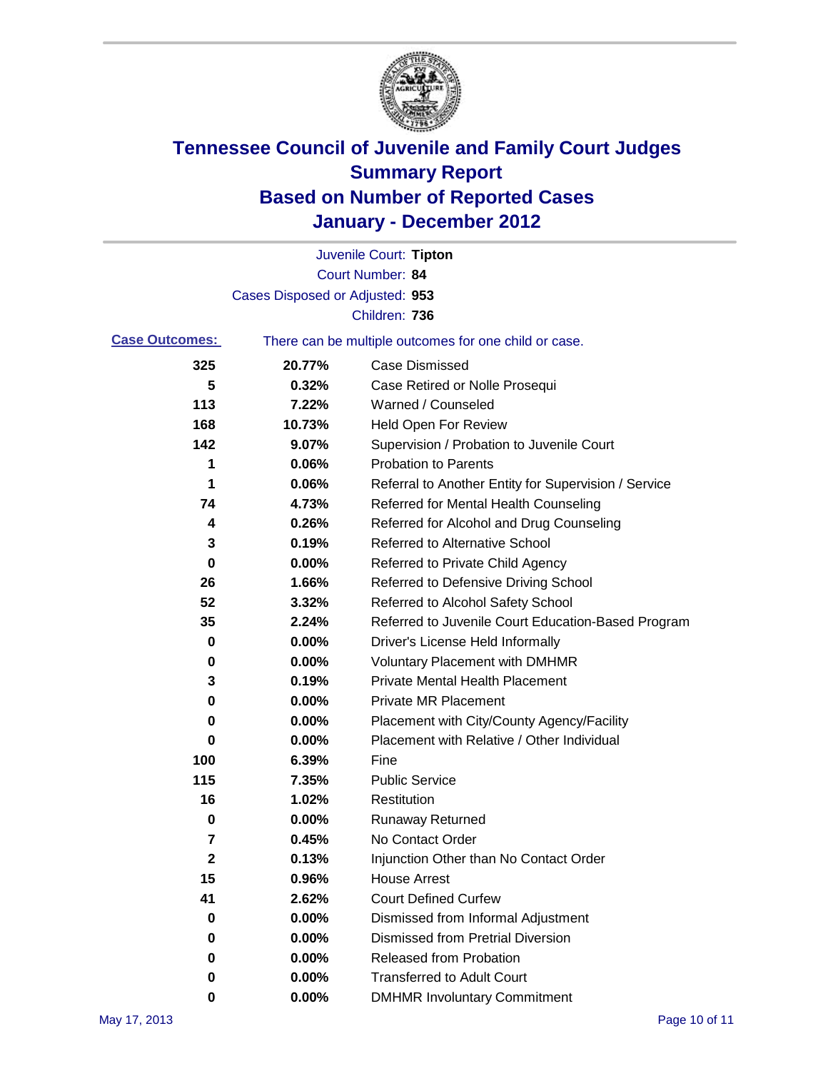# Tennessee Council of Juvenile and Family Court Judges
## Summary Report
## Based on Number of Reported Cases
## January - December 2012

Juvenile Court: **Tipton**
Court Number: **84**
Cases Disposed or Adjusted: **953**
Children: **736**

**Case Outcomes:** There can be multiple outcomes for one child or case.

| Count | Percent | Outcome |
|---|---|---|
| 325 | 20.77% | Case Dismissed |
| 5 | 0.32% | Case Retired or Nolle Prosequi |
| 113 | 7.22% | Warned / Counseled |
| 168 | 10.73% | Held Open For Review |
| 142 | 9.07% | Supervision / Probation to Juvenile Court |
| 1 | 0.06% | Probation to Parents |
| 1 | 0.06% | Referral to Another Entity for Supervision / Service |
| 74 | 4.73% | Referred for Mental Health Counseling |
| 4 | 0.26% | Referred for Alcohol and Drug Counseling |
| 3 | 0.19% | Referred to Alternative School |
| 0 | 0.00% | Referred to Private Child Agency |
| 26 | 1.66% | Referred to Defensive Driving School |
| 52 | 3.32% | Referred to Alcohol Safety School |
| 35 | 2.24% | Referred to Juvenile Court Education-Based Program |
| 0 | 0.00% | Driver's License Held Informally |
| 0 | 0.00% | Voluntary Placement with DMHMR |
| 3 | 0.19% | Private Mental Health Placement |
| 0 | 0.00% | Private MR Placement |
| 0 | 0.00% | Placement with City/County Agency/Facility |
| 0 | 0.00% | Placement with Relative / Other Individual |
| 100 | 6.39% | Fine |
| 115 | 7.35% | Public Service |
| 16 | 1.02% | Restitution |
| 0 | 0.00% | Runaway Returned |
| 7 | 0.45% | No Contact Order |
| 2 | 0.13% | Injunction Other than No Contact Order |
| 15 | 0.96% | House Arrest |
| 41 | 2.62% | Court Defined Curfew |
| 0 | 0.00% | Dismissed from Informal Adjustment |
| 0 | 0.00% | Dismissed from Pretrial Diversion |
| 0 | 0.00% | Released from Probation |
| 0 | 0.00% | Transferred to Adult Court |
| 0 | 0.00% | DMHMR Involuntary Commitment |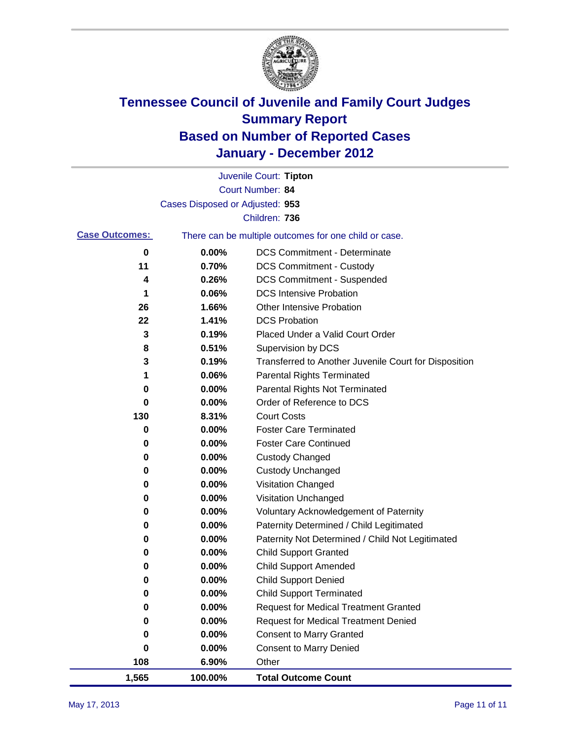# Tennessee Council of Juvenile and Family Court Judges
## Summary Report
## Based on Number of Reported Cases
## January - December 2012

Juvenile Court: **Tipton**
Court Number: **84**
Cases Disposed or Adjusted: **953**
Children: **736**

**Case Outcomes:** There can be multiple outcomes for one child or case.

| | | |
|---|---|---|
| 0 | 0.00% | DCS Commitment - Determinate |
| 11 | 0.70% | DCS Commitment - Custody |
| 4 | 0.26% | DCS Commitment - Suspended |
| 1 | 0.06% | DCS Intensive Probation |
| 26 | 1.66% | Other Intensive Probation |
| 22 | 1.41% | DCS Probation |
| 3 | 0.19% | Placed Under a Valid Court Order |
| 8 | 0.51% | Supervision by DCS |
| 3 | 0.19% | Transferred to Another Juvenile Court for Disposition |
| 1 | 0.06% | Parental Rights Terminated |
| 0 | 0.00% | Parental Rights Not Terminated |
| 0 | 0.00% | Order of Reference to DCS |
| 130 | 8.31% | Court Costs |
| 0 | 0.00% | Foster Care Terminated |
| 0 | 0.00% | Foster Care Continued |
| 0 | 0.00% | Custody Changed |
| 0 | 0.00% | Custody Unchanged |
| 0 | 0.00% | Visitation Changed |
| 0 | 0.00% | Visitation Unchanged |
| 0 | 0.00% | Voluntary Acknowledgement of Paternity |
| 0 | 0.00% | Paternity Determined / Child Legitimated |
| 0 | 0.00% | Paternity Not Determined / Child Not Legitimated |
| 0 | 0.00% | Child Support Granted |
| 0 | 0.00% | Child Support Amended |
| 0 | 0.00% | Child Support Denied |
| 0 | 0.00% | Child Support Terminated |
| 0 | 0.00% | Request for Medical Treatment Granted |
| 0 | 0.00% | Request for Medical Treatment Denied |
| 0 | 0.00% | Consent to Marry Granted |
| 0 | 0.00% | Consent to Marry Denied |
| 108 | 6.90% | Other |
| **1,565** | **100.00%** | **Total Outcome Count** |

May 17, 2013